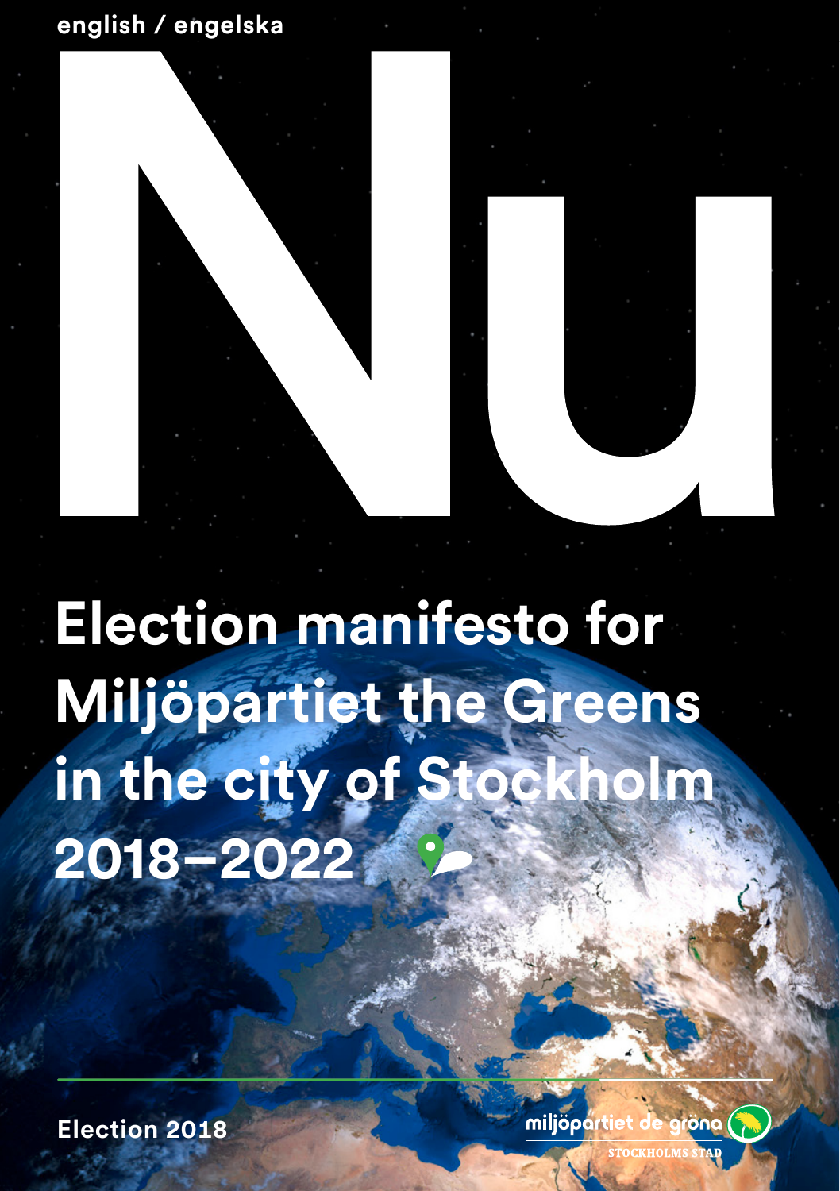english / engelska

# Nu

## Election manifesto for Miljöpartiet the Greens in the city of Stockholm 2018–2022

Election 2018

miljöpartiet de gröna

STOCKHOLMS STAD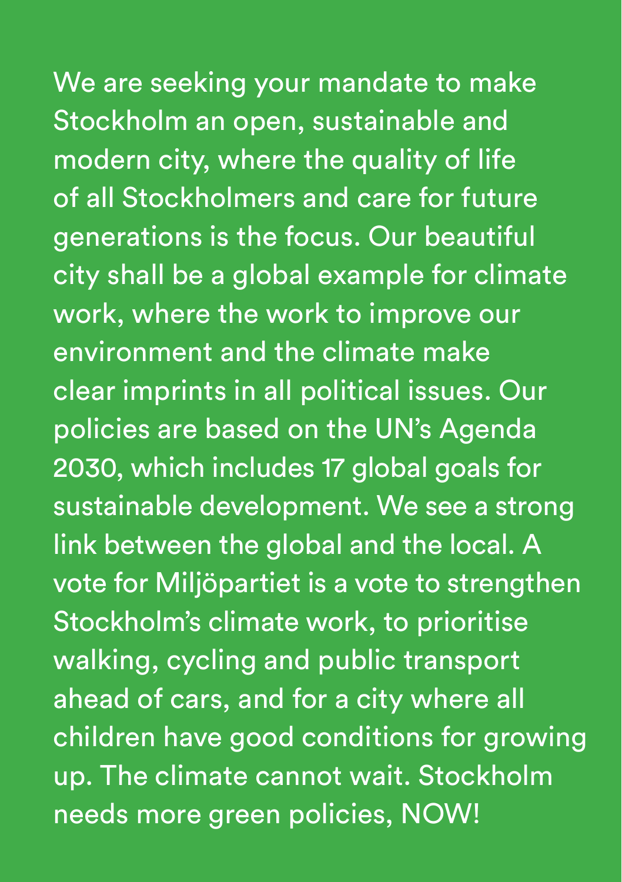We are seeking your mandate to make Stockholm an open, sustainable and modern city, where the quality of life of all Stockholmers and care for future generations is the focus. Our beautiful city shall be a global example for climate work, where the work to improve our environment and the climate make clear imprints in all political issues. Our policies are based on the UN's Agenda 2030, which includes 17 global goals for sustainable development. We see a strong link between the global and the local. A vote for Miljöpartiet is a vote to strengthen Stockholm's climate work, to prioritise walking, cycling and public transport ahead of cars, and for a city where all children have good conditions for growing up. The climate cannot wait. Stockholm needs more green policies, NOW!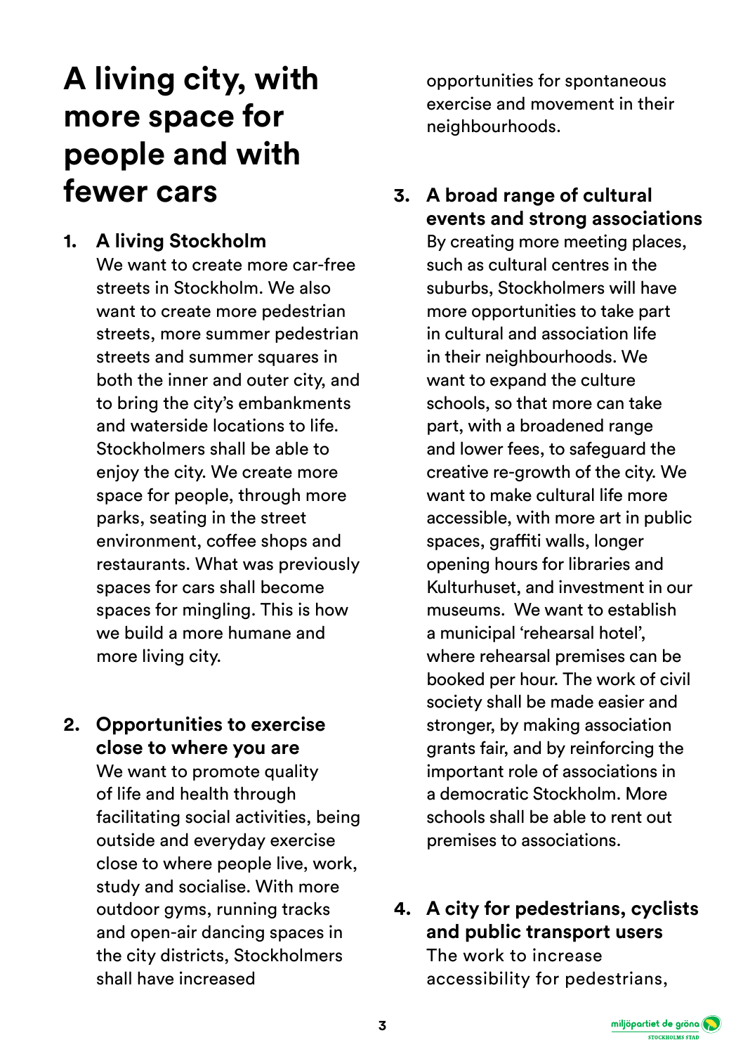# A living city, with more space for people and with fewer cars

1. **A living Stockholm**
   We want to create more car-free streets in Stockholm. We also want to create more pedestrian streets, more summer pedestrian streets and summer squares in both the inner and outer city, and to bring the city's embankments and waterside locations to life. Stockholmers shall be able to enjoy the city. We create more space for people, through more parks, seating in the street environment, coffee shops and restaurants. What was previously spaces for cars shall become spaces for mingling. This is how we build a more humane and more living city.

2. **Opportunities to exercise close to where you are**
   We want to promote quality of life and health through facilitating social activities, being outside and everyday exercise close to where people live, work, study and socialise. With more outdoor gyms, running tracks and open-air dancing spaces in the city districts, Stockholmers shall have increased opportunities for spontaneous exercise and movement in their neighbourhoods.

3. **A broad range of cultural events and strong associations**
   By creating more meeting places, such as cultural centres in the suburbs, Stockholmers will have more opportunities to take part in cultural and association life in their neighbourhoods. We want to expand the culture schools, so that more can take part, with a broadened range and lower fees, to safeguard the creative re-growth of the city. We want to make cultural life more accessible, with more art in public spaces, graffiti walls, longer opening hours for libraries and Kulturhuset, and investment in our museums. We want to establish a municipal 'rehearsal hotel', where rehearsal premises can be booked per hour. The work of civil society shall be made easier and stronger, by making association grants fair, and by reinforcing the important role of associations in a democratic Stockholm. More schools shall be able to rent out premises to associations.

4. **A city for pedestrians, cyclists and public transport users**
   The work to increase accessibility for pedestrians,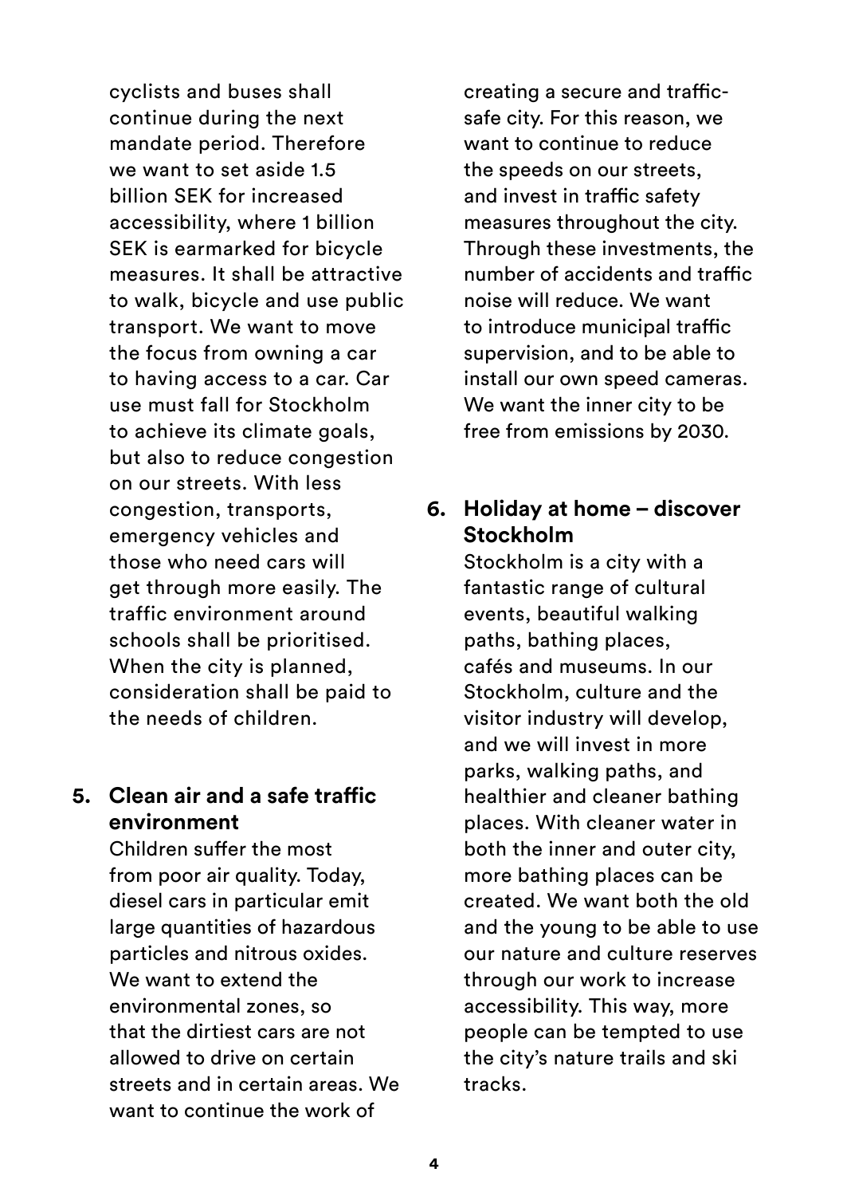cyclists and buses shall continue during the next mandate period. Therefore we want to set aside 1.5 billion SEK for increased accessibility, where 1 billion SEK is earmarked for bicycle measures. It shall be attractive to walk, bicycle and use public transport. We want to move the focus from owning a car to having access to a car. Car use must fall for Stockholm to achieve its climate goals, but also to reduce congestion on our streets. With less congestion, transports, emergency vehicles and those who need cars will get through more easily. The traffic environment around schools shall be prioritised. When the city is planned, consideration shall be paid to the needs of children.

5. **Clean air and a safe traffic environment**

   Children suffer the most from poor air quality. Today, diesel cars in particular emit large quantities of hazardous particles and nitrous oxides. We want to extend the environmental zones, so that the dirtiest cars are not allowed to drive on certain streets and in certain areas. We want to continue the work of creating a secure and traffic-safe city. For this reason, we want to continue to reduce the speeds on our streets, and invest in traffic safety measures throughout the city. Through these investments, the number of accidents and traffic noise will reduce. We want to introduce municipal traffic supervision, and to be able to install our own speed cameras. We want the inner city to be free from emissions by 2030.

6. **Holiday at home – discover Stockholm**

   Stockholm is a city with a fantastic range of cultural events, beautiful walking paths, bathing places, cafés and museums. In our Stockholm, culture and the visitor industry will develop, and we will invest in more parks, walking paths, and healthier and cleaner bathing places. With cleaner water in both the inner and outer city, more bathing places can be created. We want both the old and the young to be able to use our nature and culture reserves through our work to increase accessibility. This way, more people can be tempted to use the city's nature trails and ski tracks.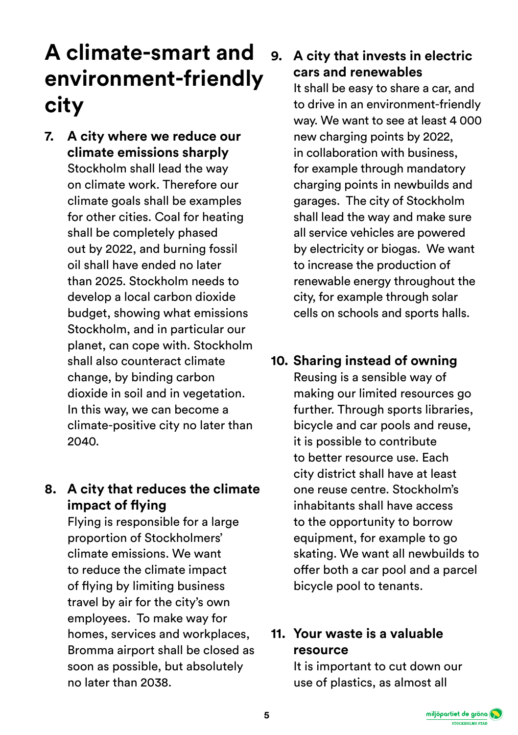# A climate-smart and environment-friendly city

7. **A city where we reduce our climate emissions sharply**
   Stockholm shall lead the way on climate work. Therefore our climate goals shall be examples for other cities. Coal for heating shall be completely phased out by 2022, and burning fossil oil shall have ended no later than 2025. Stockholm needs to develop a local carbon dioxide budget, showing what emissions Stockholm, and in particular our planet, can cope with. Stockholm shall also counteract climate change, by binding carbon dioxide in soil and in vegetation. In this way, we can become a climate-positive city no later than 2040.

8. **A city that reduces the climate impact of flying**
   Flying is responsible for a large proportion of Stockholmers' climate emissions. We want to reduce the climate impact of flying by limiting business travel by air for the city's own employees. To make way for homes, services and workplaces, Bromma airport shall be closed as soon as possible, but absolutely no later than 2038.

9. **A city that invests in electric cars and renewables**
   It shall be easy to share a car, and to drive in an environment-friendly way. We want to see at least 4 000 new charging points by 2022, in collaboration with business, for example through mandatory charging points in newbuilds and garages. The city of Stockholm shall lead the way and make sure all service vehicles are powered by electricity or biogas. We want to increase the production of renewable energy throughout the city, for example through solar cells on schools and sports halls.

10. **Sharing instead of owning**
    Reusing is a sensible way of making our limited resources go further. Through sports libraries, bicycle and car pools and reuse, it is possible to contribute to better resource use. Each city district shall have at least one reuse centre. Stockholm's inhabitants shall have access to the opportunity to borrow equipment, for example to go skating. We want all newbuilds to offer both a car pool and a parcel bicycle pool to tenants.

11. **Your waste is a valuable resource**
    It is important to cut down our use of plastics, as almost all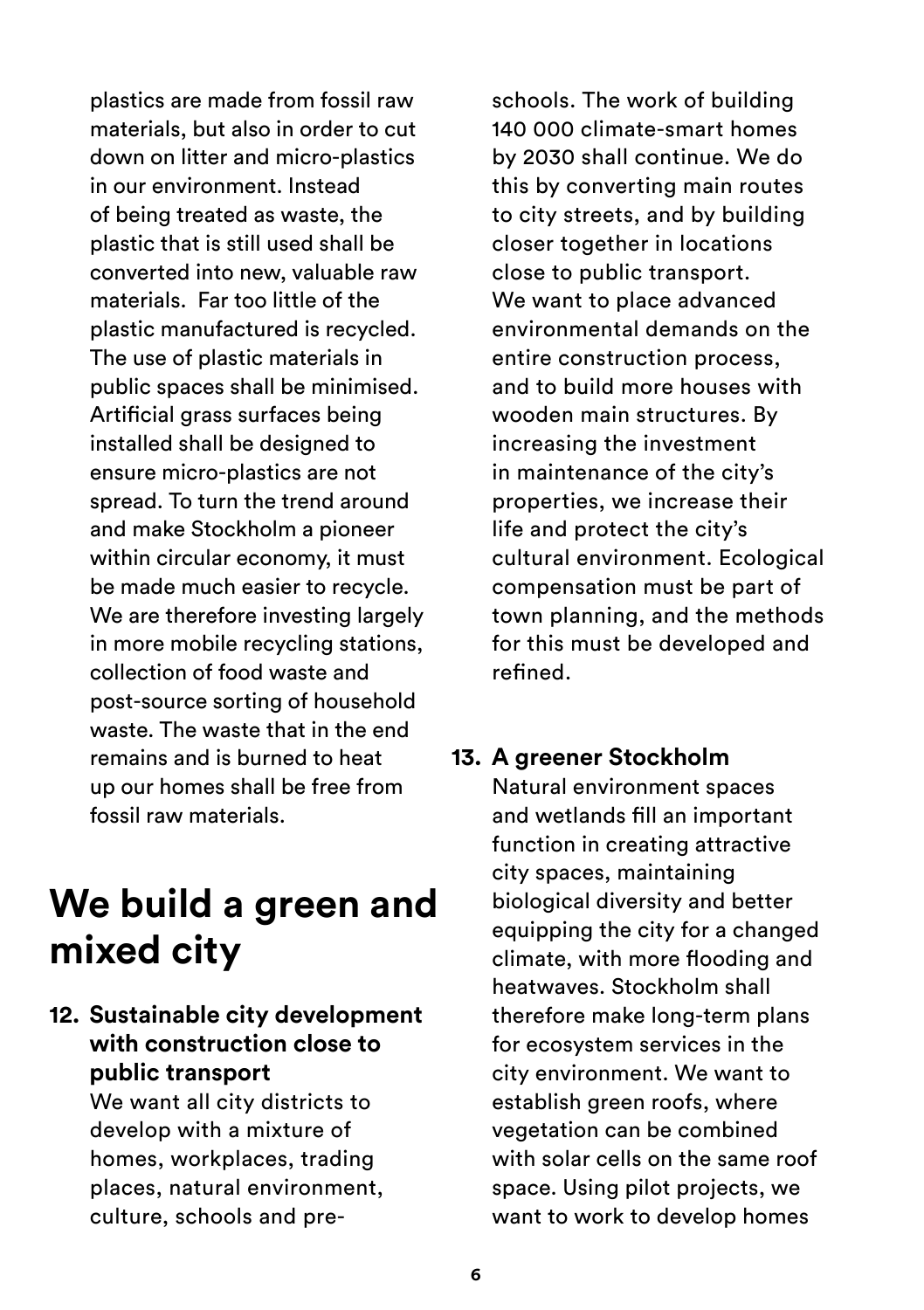plastics are made from fossil raw materials, but also in order to cut down on litter and micro-plastics in our environment. Instead of being treated as waste, the plastic that is still used shall be converted into new, valuable raw materials. Far too little of the plastic manufactured is recycled. The use of plastic materials in public spaces shall be minimised. Artificial grass surfaces being installed shall be designed to ensure micro-plastics are not spread. To turn the trend around and make Stockholm a pioneer within circular economy, it must be made much easier to recycle. We are therefore investing largely in more mobile recycling stations, collection of food waste and post-source sorting of household waste. The waste that in the end remains and is burned to heat up our homes shall be free from fossil raw materials.

# We build a green and mixed city

**12. Sustainable city development with construction close to public transport**

We want all city districts to develop with a mixture of homes, workplaces, trading places, natural environment, culture, schools and pre-schools. The work of building 140 000 climate-smart homes by 2030 shall continue. We do this by converting main routes to city streets, and by building closer together in locations close to public transport. We want to place advanced environmental demands on the entire construction process, and to build more houses with wooden main structures. By increasing the investment in maintenance of the city's properties, we increase their life and protect the city's cultural environment. Ecological compensation must be part of town planning, and the methods for this must be developed and refined.

**13. A greener Stockholm**

Natural environment spaces and wetlands fill an important function in creating attractive city spaces, maintaining biological diversity and better equipping the city for a changed climate, with more flooding and heatwaves. Stockholm shall therefore make long-term plans for ecosystem services in the city environment. We want to establish green roofs, where vegetation can be combined with solar cells on the same roof space. Using pilot projects, we want to work to develop homes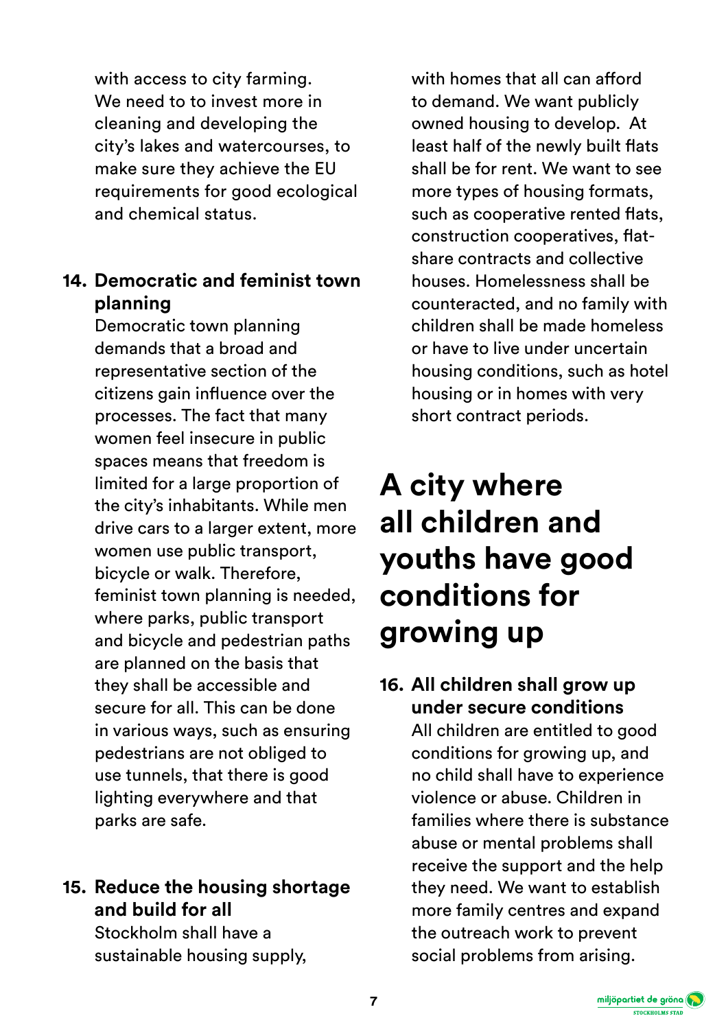with access to city farming. We need to to invest more in cleaning and developing the city's lakes and watercourses, to make sure they achieve the EU requirements for good ecological and chemical status.

14. **Democratic and feminist town planning**
    Democratic town planning demands that a broad and representative section of the citizens gain influence over the processes. The fact that many women feel insecure in public spaces means that freedom is limited for a large proportion of the city's inhabitants. While men drive cars to a larger extent, more women use public transport, bicycle or walk. Therefore, feminist town planning is needed, where parks, public transport and bicycle and pedestrian paths are planned on the basis that they shall be accessible and secure for all. This can be done in various ways, such as ensuring pedestrians are not obliged to use tunnels, that there is good lighting everywhere and that parks are safe.

15. **Reduce the housing shortage and build for all**
    Stockholm shall have a sustainable housing supply, with homes that all can afford to demand. We want publicly owned housing to develop. At least half of the newly built flats shall be for rent. We want to see more types of housing formats, such as cooperative rented flats, construction cooperatives, flat-share contracts and collective houses. Homelessness shall be counteracted, and no family with children shall be made homeless or have to live under uncertain housing conditions, such as hotel housing or in homes with very short contract periods.

# A city where all children and youths have good conditions for growing up

16. **All children shall grow up under secure conditions**
    All children are entitled to good conditions for growing up, and no child shall have to experience violence or abuse. Children in families where there is substance abuse or mental problems shall receive the support and the help they need. We want to establish more family centres and expand the outreach work to prevent social problems from arising.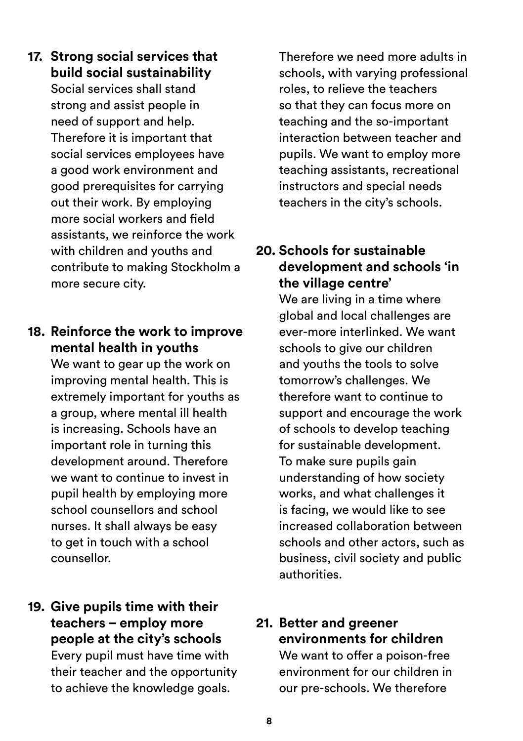**17. Strong social services that build social sustainability**

Social services shall stand strong and assist people in need of support and help. Therefore it is important that social services employees have a good work environment and good prerequisites for carrying out their work. By employing more social workers and field assistants, we reinforce the work with children and youths and contribute to making Stockholm a more secure city.

**18. Reinforce the work to improve mental health in youths**

We want to gear up the work on improving mental health. This is extremely important for youths as a group, where mental ill health is increasing. Schools have an important role in turning this development around. Therefore we want to continue to invest in pupil health by employing more school counsellors and school nurses. It shall always be easy to get in touch with a school counsellor.

**19. Give pupils time with their teachers – employ more people at the city's schools**

Every pupil must have time with their teacher and the opportunity to achieve the knowledge goals. Therefore we need more adults in schools, with varying professional roles, to relieve the teachers so that they can focus more on teaching and the so-important interaction between teacher and pupils. We want to employ more teaching assistants, recreational instructors and special needs teachers in the city's schools.

**20. Schools for sustainable development and schools 'in the village centre'**

We are living in a time where global and local challenges are ever-more interlinked. We want schools to give our children and youths the tools to solve tomorrow's challenges. We therefore want to continue to support and encourage the work of schools to develop teaching for sustainable development. To make sure pupils gain understanding of how society works, and what challenges it is facing, we would like to see increased collaboration between schools and other actors, such as business, civil society and public authorities.

**21. Better and greener environments for children**

We want to offer a poison-free environment for our children in our pre-schools. We therefore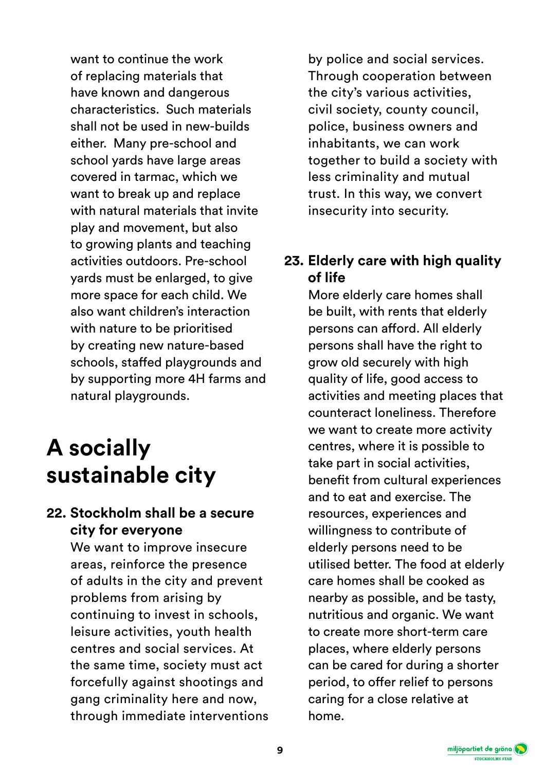want to continue the work of replacing materials that have known and dangerous characteristics. Such materials shall not be used in new-builds either. Many pre-school and school yards have large areas covered in tarmac, which we want to break up and replace with natural materials that invite play and movement, but also to growing plants and teaching activities outdoors. Pre-school yards must be enlarged, to give more space for each child. We also want children's interaction with nature to be prioritised by creating new nature-based schools, staffed playgrounds and by supporting more 4H farms and natural playgrounds.

# A socially sustainable city

### 22. Stockholm shall be a secure city for everyone

We want to improve insecure areas, reinforce the presence of adults in the city and prevent problems from arising by continuing to invest in schools, leisure activities, youth health centres and social services. At the same time, society must act forcefully against shootings and gang criminality here and now, through immediate interventions by police and social services. Through cooperation between the city's various activities, civil society, county council, police, business owners and inhabitants, we can work together to build a society with less criminality and mutual trust. In this way, we convert insecurity into security.

### 23. Elderly care with high quality of life

More elderly care homes shall be built, with rents that elderly persons can afford. All elderly persons shall have the right to grow old securely with high quality of life, good access to activities and meeting places that counteract loneliness. Therefore we want to create more activity centres, where it is possible to take part in social activities, benefit from cultural experiences and to eat and exercise. The resources, experiences and willingness to contribute of elderly persons need to be utilised better. The food at elderly care homes shall be cooked as nearby as possible, and be tasty, nutritious and organic. We want to create more short-term care places, where elderly persons can be cared for during a shorter period, to offer relief to persons caring for a close relative at home.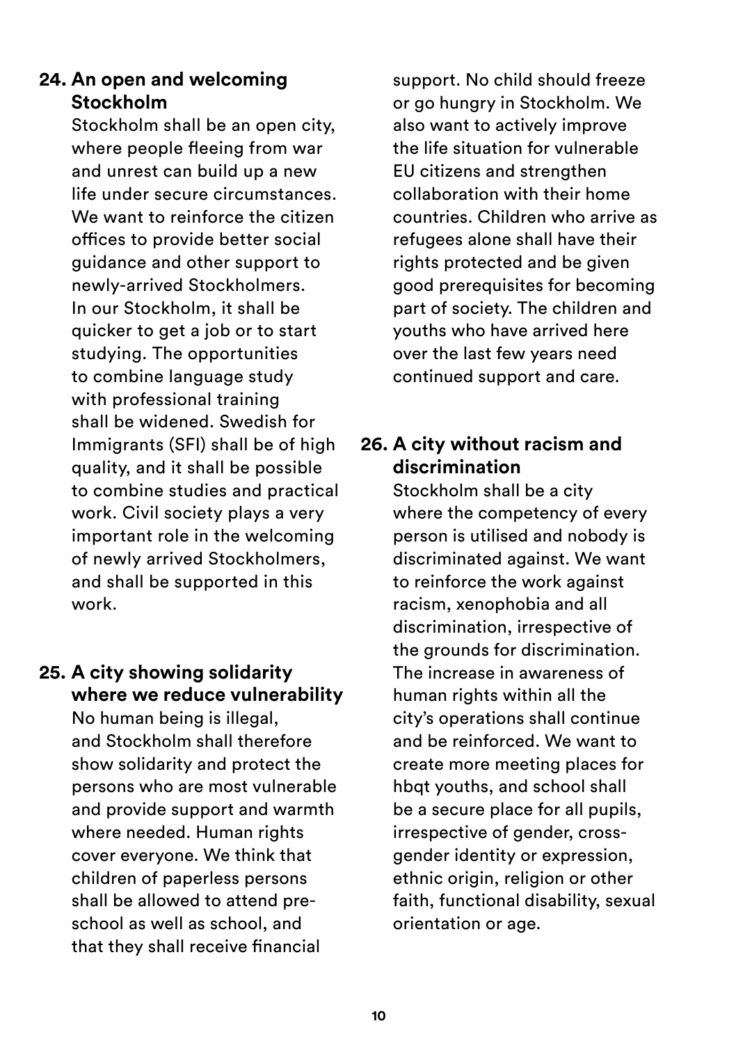### 24. An open and welcoming Stockholm

Stockholm shall be an open city, where people fleeing from war and unrest can build up a new life under secure circumstances. We want to reinforce the citizen offices to provide better social guidance and other support to newly-arrived Stockholmers. In our Stockholm, it shall be quicker to get a job or to start studying. The opportunities to combine language study with professional training shall be widened. Swedish for Immigrants (SFI) shall be of high quality, and it shall be possible to combine studies and practical work. Civil society plays a very important role in the welcoming of newly arrived Stockholmers, and shall be supported in this work.

### 25. A city showing solidarity where we reduce vulnerability

No human being is illegal, and Stockholm shall therefore show solidarity and protect the persons who are most vulnerable and provide support and warmth where needed. Human rights cover everyone. We think that children of paperless persons shall be allowed to attend pre-school as well as school, and that they shall receive financial support. No child should freeze or go hungry in Stockholm. We also want to actively improve the life situation for vulnerable EU citizens and strengthen collaboration with their home countries. Children who arrive as refugees alone shall have their rights protected and be given good prerequisites for becoming part of society. The children and youths who have arrived here over the last few years need continued support and care.

### 26. A city without racism and discrimination

Stockholm shall be a city where the competency of every person is utilised and nobody is discriminated against. We want to reinforce the work against racism, xenophobia and all discrimination, irrespective of the grounds for discrimination. The increase in awareness of human rights within all the city's operations shall continue and be reinforced. We want to create more meeting places for hbqt youths, and school shall be a secure place for all pupils, irrespective of gender, cross-gender identity or expression, ethnic origin, religion or other faith, functional disability, sexual orientation or age.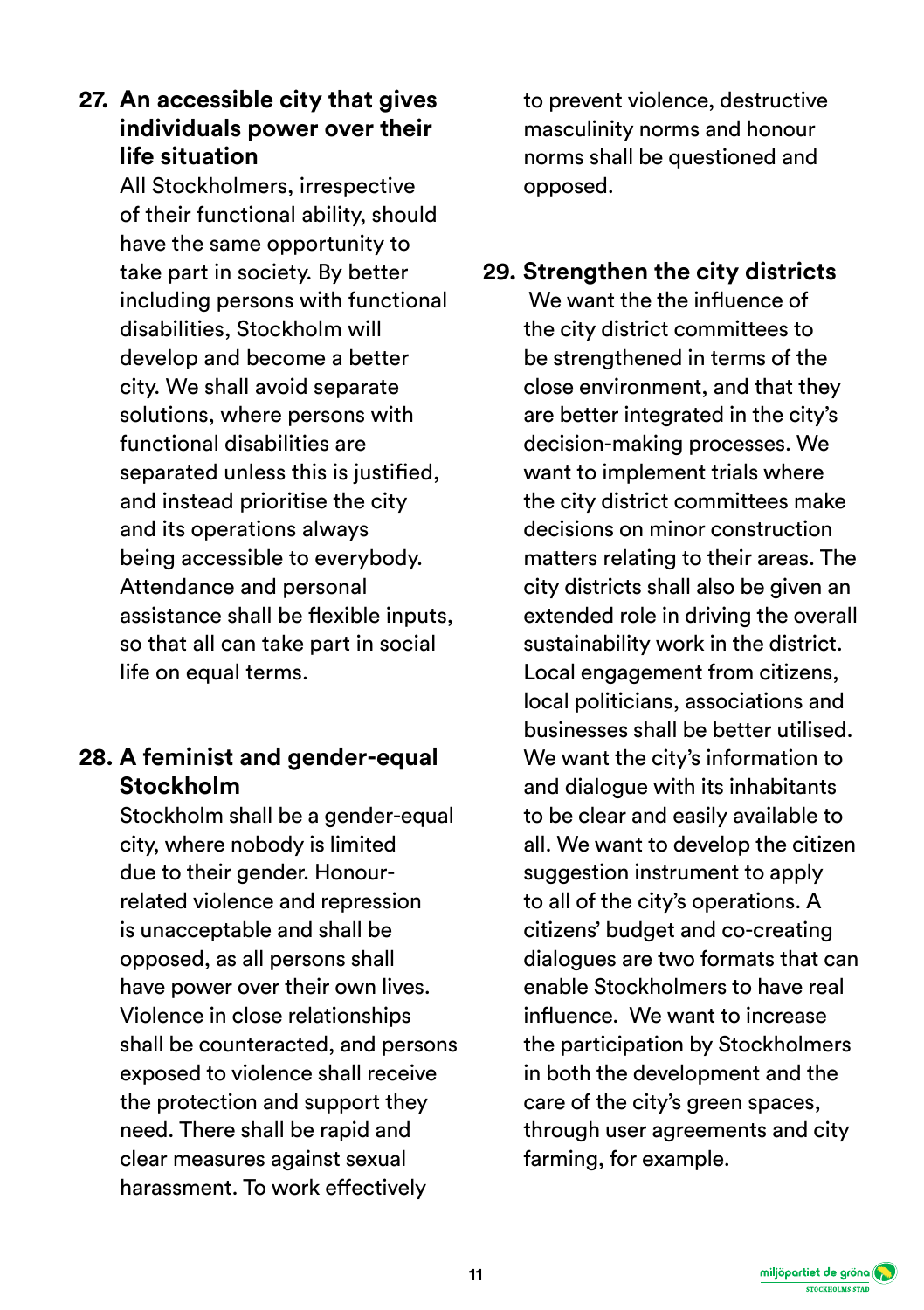## 27. An accessible city that gives individuals power over their life situation

All Stockholmers, irrespective of their functional ability, should have the same opportunity to take part in society. By better including persons with functional disabilities, Stockholm will develop and become a better city. We shall avoid separate solutions, where persons with functional disabilities are separated unless this is justified, and instead prioritise the city and its operations always being accessible to everybody. Attendance and personal assistance shall be flexible inputs, so that all can take part in social life on equal terms.

## 28. A feminist and gender-equal Stockholm

Stockholm shall be a gender-equal city, where nobody is limited due to their gender. Honour-related violence and repression is unacceptable and shall be opposed, as all persons shall have power over their own lives. Violence in close relationships shall be counteracted, and persons exposed to violence shall receive the protection and support they need. There shall be rapid and clear measures against sexual harassment. To work effectively to prevent violence, destructive masculinity norms and honour norms shall be questioned and opposed.

## 29. Strengthen the city districts

We want the the influence of the city district committees to be strengthened in terms of the close environment, and that they are better integrated in the city's decision-making processes. We want to implement trials where the city district committees make decisions on minor construction matters relating to their areas. The city districts shall also be given an extended role in driving the overall sustainability work in the district. Local engagement from citizens, local politicians, associations and businesses shall be better utilised. We want the city's information to and dialogue with its inhabitants to be clear and easily available to all. We want to develop the citizen suggestion instrument to apply to all of the city's operations. A citizens' budget and co-creating dialogues are two formats that can enable Stockholmers to have real influence. We want to increase the participation by Stockholmers in both the development and the care of the city's green spaces, through user agreements and city farming, for example.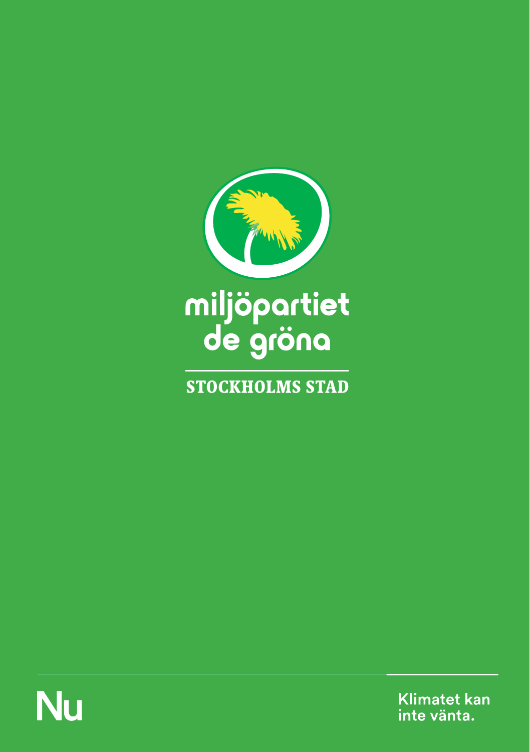miljöpartiet
de gröna

STOCKHOLMS STAD

Nu

Klimatet kan
inte vänta.